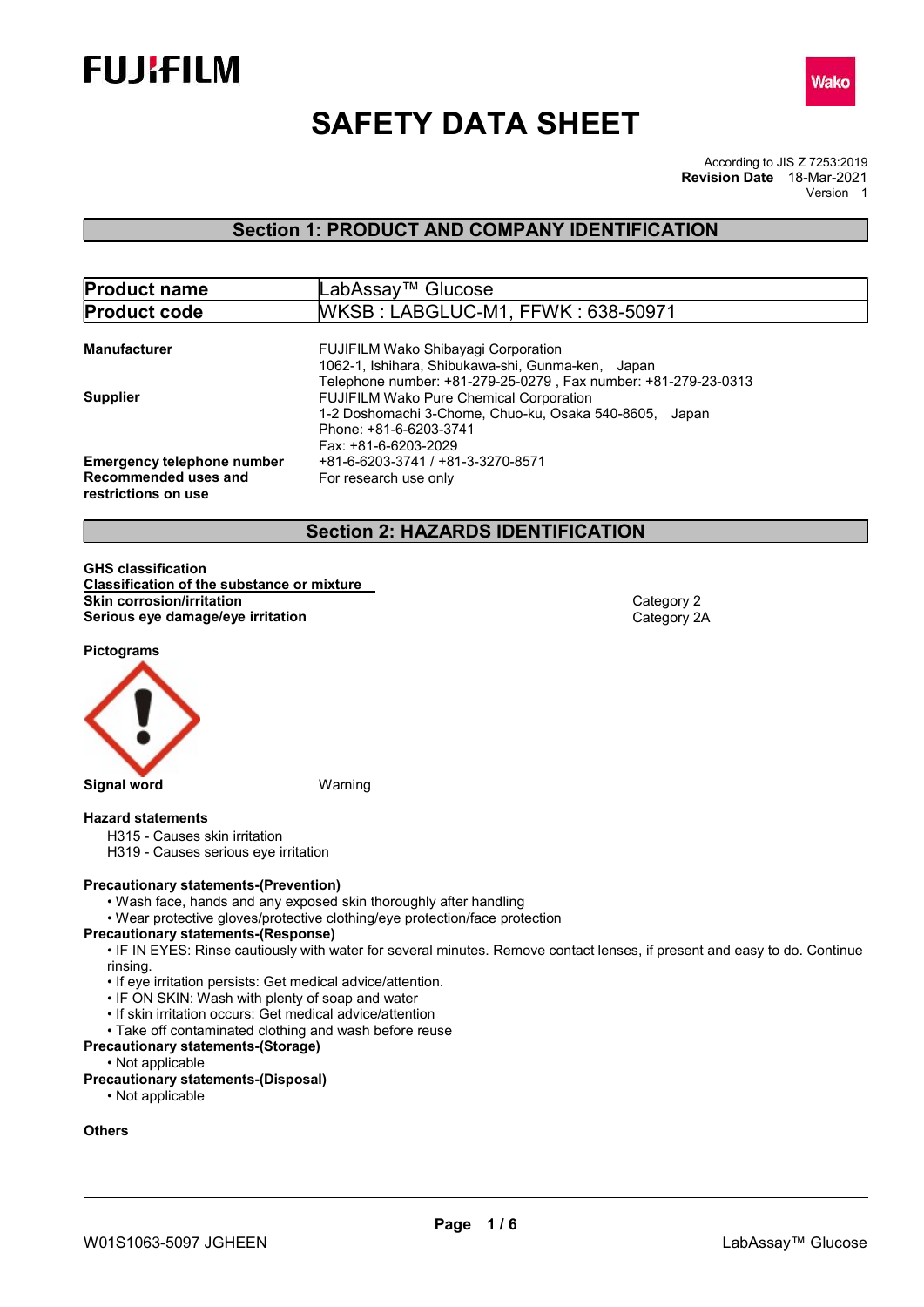FUJIFILM

Wako

# SAFETY DATA SHEET

According to JIS Z 7253:2019
**Revision Date** 18-Mar-2021
Version 1

## Section 1: PRODUCT AND COMPANY IDENTIFICATION

| | |
|---|---|
| **Product name** | LabAssay™ Glucose |
| **Product code** | WKSB : LABGLUC-M1, FFWK : 638-50971 |

**Manufacturer**
FUJIFILM Wako Shibayagi Corporation
1062-1, Ishihara, Shibukawa-shi, Gunma-ken, Japan
Telephone number: +81-279-25-0279 , Fax number: +81-279-23-0313

**Supplier**
FUJIFILM Wako Pure Chemical Corporation
1-2 Doshomachi 3-Chome, Chuo-ku, Osaka 540-8605, Japan
Phone: +81-6-6203-3741
Fax: +81-6-6203-2029

**Emergency telephone number** +81-6-6203-3741 / +81-3-3270-8571

**Recommended uses and restrictions on use** For research use only

## Section 2: HAZARDS IDENTIFICATION

**GHS classification**

**Classification of the substance or mixture**

| | |
|---|---|
| **Skin corrosion/irritation** | Category 2 |
| **Serious eye damage/eye irritation** | Category 2A |

**Pictograms**

**Signal word** Warning

**Hazard statements**

H315 - Causes skin irritation
H319 - Causes serious eye irritation

**Precautionary statements-(Prevention)**

- Wash face, hands and any exposed skin thoroughly after handling
- Wear protective gloves/protective clothing/eye protection/face protection

**Precautionary statements-(Response)**

- IF IN EYES: Rinse cautiously with water for several minutes. Remove contact lenses, if present and easy to do. Continue rinsing.
- If eye irritation persists: Get medical advice/attention.
- IF ON SKIN: Wash with plenty of soap and water
- If skin irritation occurs: Get medical advice/attention
- Take off contaminated clothing and wash before reuse

**Precautionary statements-(Storage)**

- Not applicable

**Precautionary statements-(Disposal)**

- Not applicable

**Others**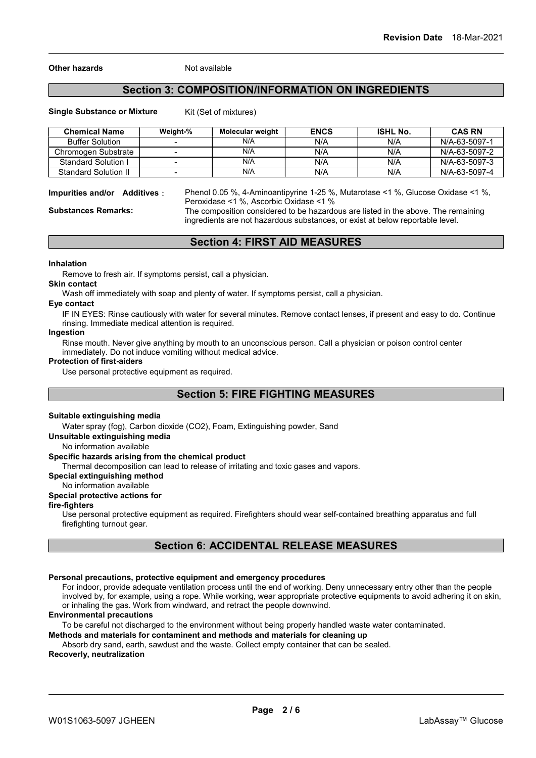**Other hazards** Not available

## Section 3: COMPOSITION/INFORMATION ON INGREDIENTS

**Single Substance or Mixture** Kit (Set of mixtures)

| Chemical Name | Weight-% | Molecular weight | ENCS | ISHL No. | CAS RN |
|---|---|---|---|---|---|
| Buffer Solution | - | N/A | N/A | N/A | N/A-63-5097-1 |
| Chromogen Substrate | - | N/A | N/A | N/A | N/A-63-5097-2 |
| Standard Solution I | - | N/A | N/A | N/A | N/A-63-5097-3 |
| Standard Solution II | - | N/A | N/A | N/A | N/A-63-5097-4 |

**Impurities and/or Additives** : Phenol 0.05 %, 4-Aminoantipyrine 1-25 %, Mutarotase <1 %, Glucose Oxidase <1 %, Peroxidase <1 %, Ascorbic Oxidase <1 %

**Substances Remarks:** The composition considered to be hazardous are listed in the above. The remaining ingredients are not hazardous substances, or exist at below reportable level.

## Section 4: FIRST AID MEASURES

**Inhalation**

Remove to fresh air. If symptoms persist, call a physician.

**Skin contact**

Wash off immediately with soap and plenty of water. If symptoms persist, call a physician.

**Eye contact**

IF IN EYES: Rinse cautiously with water for several minutes. Remove contact lenses, if present and easy to do. Continue rinsing. Immediate medical attention is required.

**Ingestion**

Rinse mouth. Never give anything by mouth to an unconscious person. Call a physician or poison control center immediately. Do not induce vomiting without medical advice.

**Protection of first-aiders**

Use personal protective equipment as required.

## Section 5: FIRE FIGHTING MEASURES

**Suitable extinguishing media**

Water spray (fog), Carbon dioxide ($CO_2$), Foam, Extinguishing powder, Sand

**Unsuitable extinguishing media**

No information available

**Specific hazards arising from the chemical product**

Thermal decomposition can lead to release of irritating and toxic gases and vapors.

**Special extinguishing method**

No information available

**Special protective actions for fire-fighters**

Use personal protective equipment as required. Firefighters should wear self-contained breathing apparatus and full firefighting turnout gear.

## Section 6: ACCIDENTAL RELEASE MEASURES

**Personal precautions, protective equipment and emergency procedures**

For indoor, provide adequate ventilation process until the end of working. Deny unnecessary entry other than the people involved by, for example, using a rope. While working, wear appropriate protective equipments to avoid adhering it on skin, or inhaling the gas. Work from windward, and retract the people downwind.

**Environmental precautions**

To be careful not discharged to the environment without being properly handled waste water contaminated.

**Methods and materials for contaminent and methods and materials for cleaning up**

Absorb dry sand, earth, sawdust and the waste. Collect empty container that can be sealed.

**Recoverly, neutralization**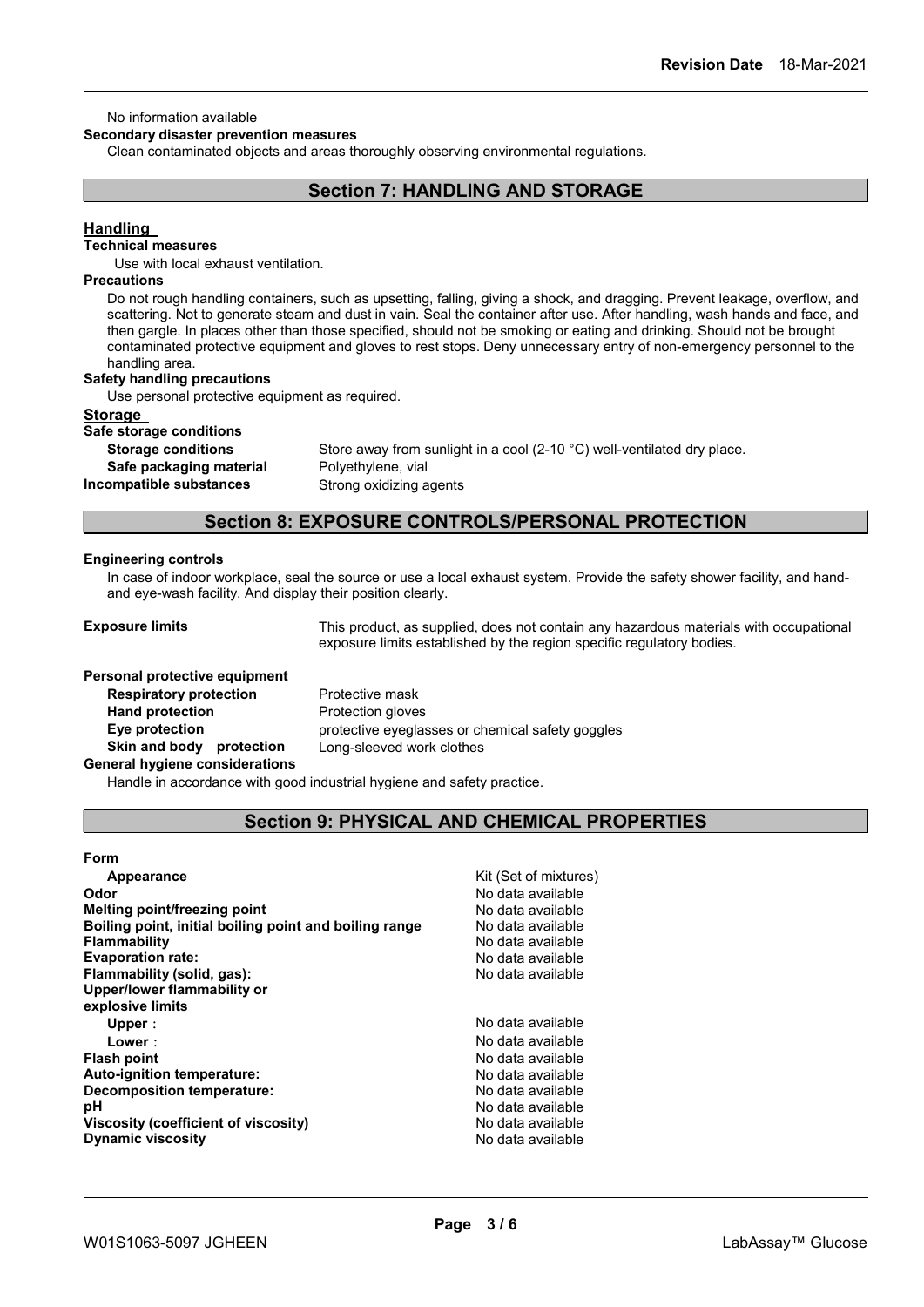No information available

**Secondary disaster prevention measures**

Clean contaminated objects and areas thoroughly observing environmental regulations.

## Section 7: HANDLING AND STORAGE

### Handling

**Technical measures**

Use with local exhaust ventilation.

**Precautions**

Do not rough handling containers, such as upsetting, falling, giving a shock, and dragging. Prevent leakage, overflow, and scattering. Not to generate steam and dust in vain. Seal the container after use. After handling, wash hands and face, and then gargle. In places other than those specified, should not be smoking or eating and drinking. Should not be brought contaminated protective equipment and gloves to rest stops. Deny unnecessary entry of non-emergency personnel to the handling area.

**Safety handling precautions**

Use personal protective equipment as required.

### Storage

**Safe storage conditions**

| | |
|---|---|
| **Storage conditions** | Store away from sunlight in a cool (2-10 °C) well-ventilated dry place. |
| **Safe packaging material** | Polyethylene, vial |
| **Incompatible substances** | Strong oxidizing agents |

## Section 8: EXPOSURE CONTROLS/PERSONAL PROTECTION

**Engineering controls**

In case of indoor workplace, seal the source or use a local exhaust system. Provide the safety shower facility, and hand- and eye-wash facility. And display their position clearly.

**Exposure limits** — This product, as supplied, does not contain any hazardous materials with occupational exposure limits established by the region specific regulatory bodies.

**Personal protective equipment**

| | |
|---|---|
| **Respiratory protection** | Protective mask |
| **Hand protection** | Protection gloves |
| **Eye protection** | protective eyeglasses or chemical safety goggles |
| **Skin and body protection** | Long-sleeved work clothes |

**General hygiene considerations**

Handle in accordance with good industrial hygiene and safety practice.

## Section 9: PHYSICAL AND CHEMICAL PROPERTIES

**Form**

| | |
|---|---|
| **Appearance** | Kit (Set of mixtures) |
| **Odor** | No data available |
| **Melting point/freezing point** | No data available |
| **Boiling point, initial boiling point and boiling range** | No data available |
| **Flammability** | No data available |
| **Evaporation rate:** | No data available |
| **Flammability (solid, gas):** | No data available |
| **Upper/lower flammability or explosive limits** | |
| **Upper** : | No data available |
| **Lower** : | No data available |
| **Flash point** | No data available |
| **Auto-ignition temperature:** | No data available |
| **Decomposition temperature:** | No data available |
| **pH** | No data available |
| **Viscosity (coefficient of viscosity)** | No data available |
| **Dynamic viscosity** | No data available |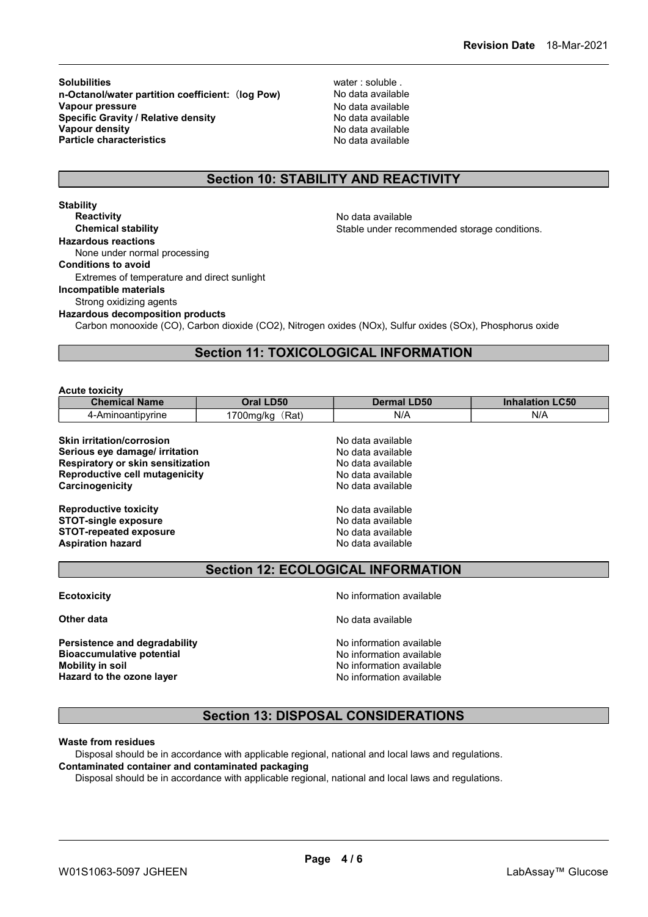**Solubilities** water : soluble .
**n-Octanol/water partition coefficient:（log Pow)** No data available
**Vapour pressure** No data available
**Specific Gravity / Relative density** No data available
**Vapour density** No data available
**Particle characteristics** No data available

## Section 10: STABILITY AND REACTIVITY

**Stability**

**Reactivity** No data available

**Chemical stability** Stable under recommended storage conditions.

**Hazardous reactions**

None under normal processing

**Conditions to avoid**

Extremes of temperature and direct sunlight

**Incompatible materials**

Strong oxidizing agents

**Hazardous decomposition products**

Carbon monooxide (CO), Carbon dioxide ($CO_2$), Nitrogen oxides ($NO_x$), Sulfur oxides ($SO_x$), Phosphorus oxide

## Section 11: TOXICOLOGICAL INFORMATION

**Acute toxicity**

| Chemical Name | Oral LD50 | Dermal LD50 | Inhalation LC50 |
|---|---|---|---|
| 4-Aminoantipyrine | 1700mg/kg（Rat) | N/A | N/A |

**Skin irritation/corrosion** No data available
**Serious eye damage/ irritation** No data available
**Respiratory or skin sensitization** No data available
**Reproductive cell mutagenicity** No data available
**Carcinogenicity** No data available

**Reproductive toxicity** No data available
**STOT-single exposure** No data available
**STOT-repeated exposure** No data available
**Aspiration hazard** No data available

## Section 12: ECOLOGICAL INFORMATION

**Ecotoxicity** No information available

**Other data** No data available

**Persistence and degradability** No information available
**Bioaccumulative potential** No information available
**Mobility in soil** No information available
**Hazard to the ozone layer** No information available

## Section 13: DISPOSAL CONSIDERATIONS

**Waste from residues**

Disposal should be in accordance with applicable regional, national and local laws and regulations.

**Contaminated container and contaminated packaging**

Disposal should be in accordance with applicable regional, national and local laws and regulations.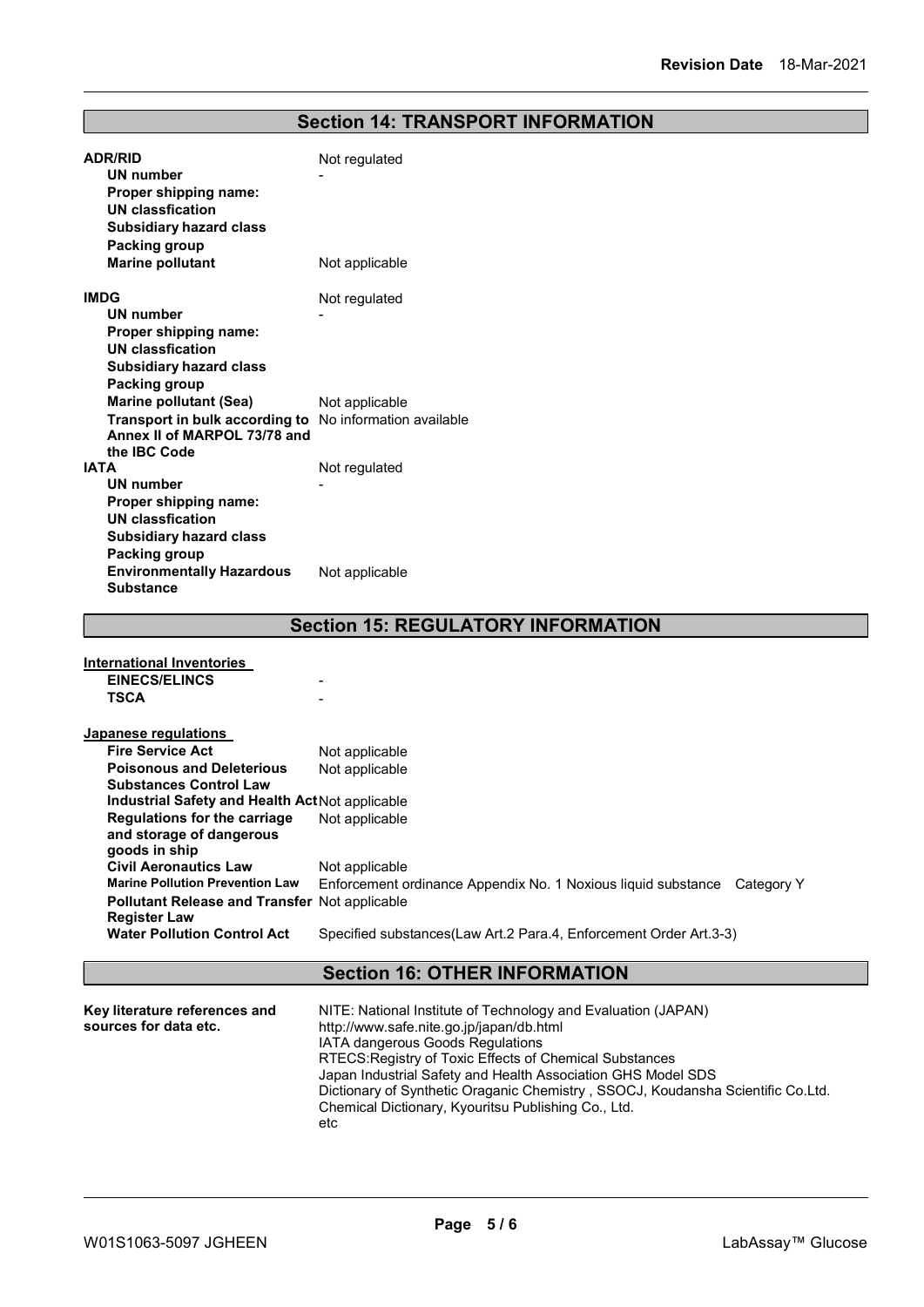## Section 14: TRANSPORT INFORMATION

| | |
|---|---|
| **ADR/RID** | Not regulated |
| **UN number** | - |
| **Proper shipping name:** | |
| **UN classfication** | |
| **Subsidiary hazard class** | |
| **Packing group** | |
| **Marine pollutant** | Not applicable |

| | |
|---|---|
| **IMDG** | Not regulated |
| **UN number** | - |
| **Proper shipping name:** | |
| **UN classfication** | |
| **Subsidiary hazard class** | |
| **Packing group** | |
| **Marine pollutant (Sea)** | Not applicable |
| **Transport in bulk according to Annex II of MARPOL 73/78 and the IBC Code** | No information available |

| | |
|---|---|
| **IATA** | Not regulated |
| **UN number** | - |
| **Proper shipping name:** | |
| **UN classfication** | |
| **Subsidiary hazard class** | |
| **Packing group** | |
| **Environmentally Hazardous Substance** | Not applicable |

## Section 15: REGULATORY INFORMATION

**International Inventories**

| | |
|---|---|
| **EINECS/ELINCS** | - |
| **TSCA** | - |

**Japanese regulations**

| | |
|---|---|
| **Fire Service Act** | Not applicable |
| **Poisonous and Deleterious Substances Control Law** | Not applicable |
| **Industrial Safety and Health Act** | Not applicable |
| **Regulations for the carriage and storage of dangerous goods in ship** | Not applicable |
| **Civil Aeronautics Law** | Not applicable |
| **Marine Pollution Prevention Law** | Enforcement ordinance Appendix No. 1 Noxious liquid substance Category Y |
| **Pollutant Release and Transfer Register Law** | Not applicable |
| **Water Pollution Control Act** | Specified substances(Law Art.2 Para.4, Enforcement Order Art.3-3) |

## Section 16: OTHER INFORMATION

**Key literature references and sources for data etc.**

NITE: National Institute of Technology and Evaluation (JAPAN)
http://www.safe.nite.go.jp/japan/db.html
IATA dangerous Goods Regulations
RTECS:Registry of Toxic Effects of Chemical Substances
Japan Industrial Safety and Health Association GHS Model SDS
Dictionary of Synthetic Oraganic Chemistry , SSOCJ, Koudansha Scientific Co.Ltd.
Chemical Dictionary, Kyouritsu Publishing Co., Ltd.
etc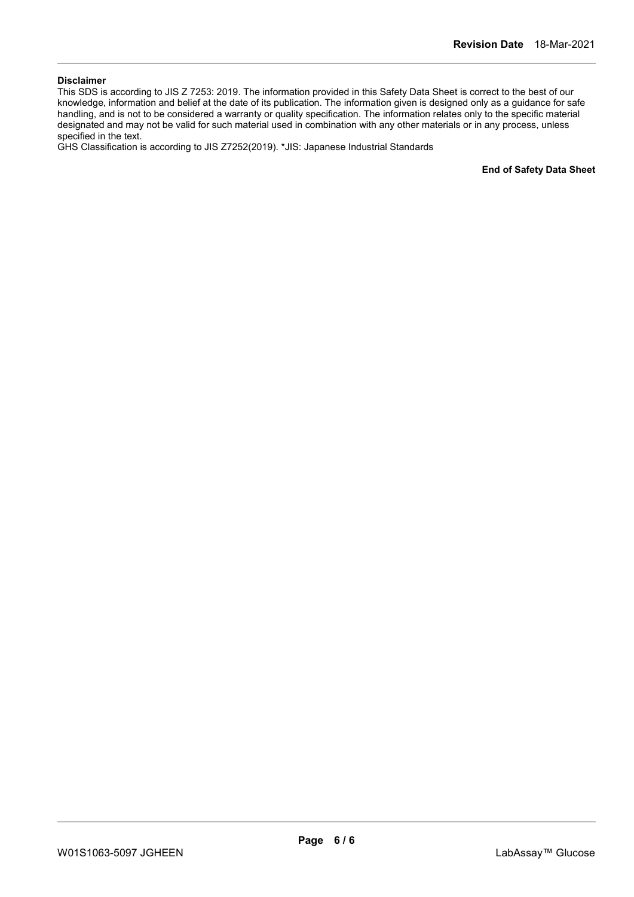**Disclaimer**

This SDS is according to JIS Z 7253: 2019. The information provided in this Safety Data Sheet is correct to the best of our knowledge, information and belief at the date of its publication. The information given is designed only as a guidance for safe handling, and is not to be considered a warranty or quality specification. The information relates only to the specific material designated and may not be valid for such material used in combination with any other materials or in any process, unless specified in the text.

GHS Classification is according to JIS Z7252(2019). *JIS: Japanese Industrial Standards

**End of Safety Data Sheet**